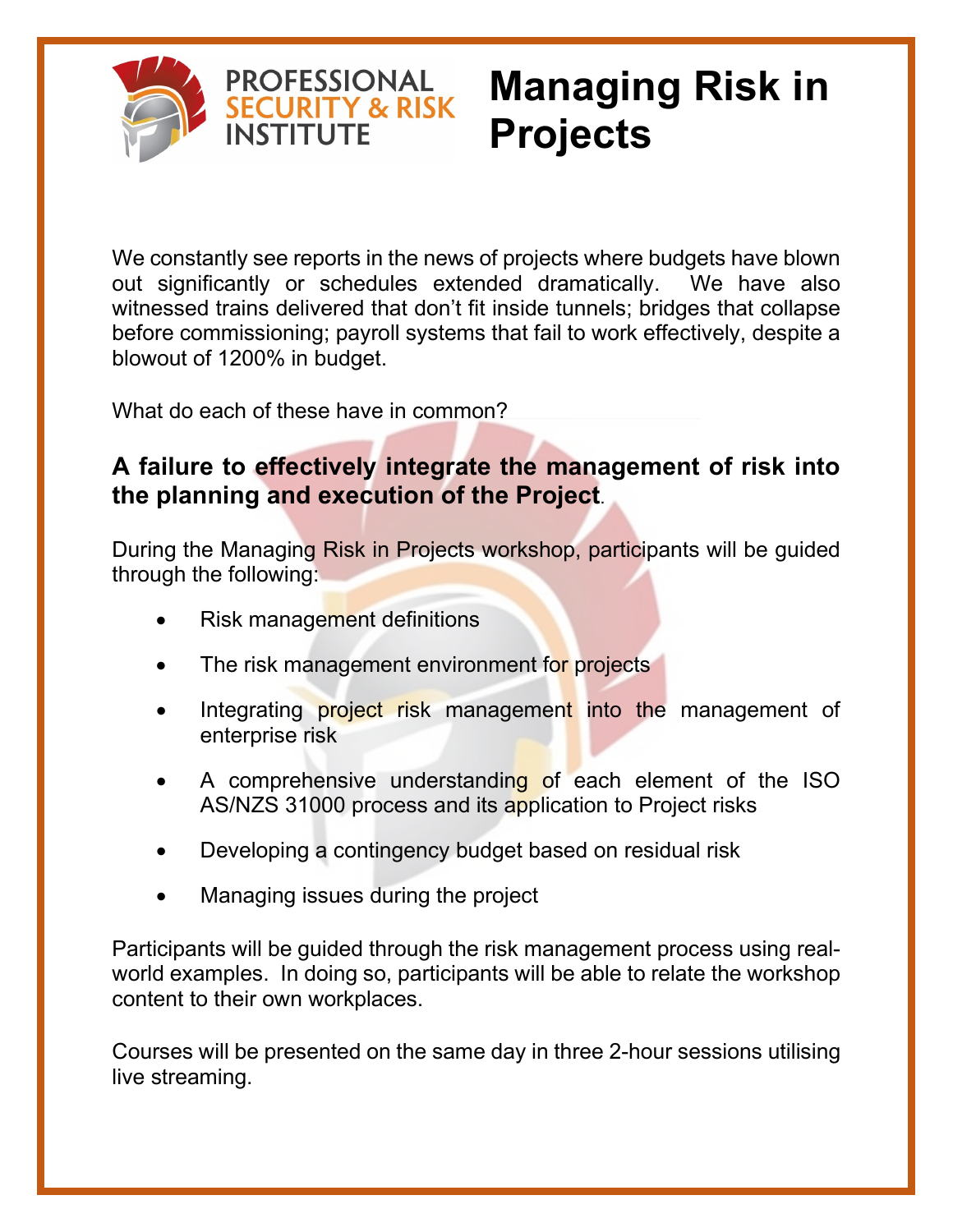PROFESSIONAL SECURITY & RISK INSTITUTE

# Managing Risk in Projects

We constantly see reports in the news of projects where budgets have blown out significantly or schedules extended dramatically. We have also witnessed trains delivered that don't fit inside tunnels; bridges that collapse before commissioning; payroll systems that fail to work effectively, despite a blowout of 1200% in budget.

What do each of these have in common?

**A failure to effectively integrate the management of risk into the planning and execution of the Project**.

During the Managing Risk in Projects workshop, participants will be guided through the following:

- Risk management definitions
- The risk management environment for projects
- Integrating project risk management into the management of enterprise risk
- A comprehensive understanding of each element of the ISO AS/NZS 31000 process and its application to Project risks
- Developing a contingency budget based on residual risk
- Managing issues during the project

Participants will be guided through the risk management process using real-world examples. In doing so, participants will be able to relate the workshop content to their own workplaces.

Courses will be presented on the same day in three 2-hour sessions utilising live streaming.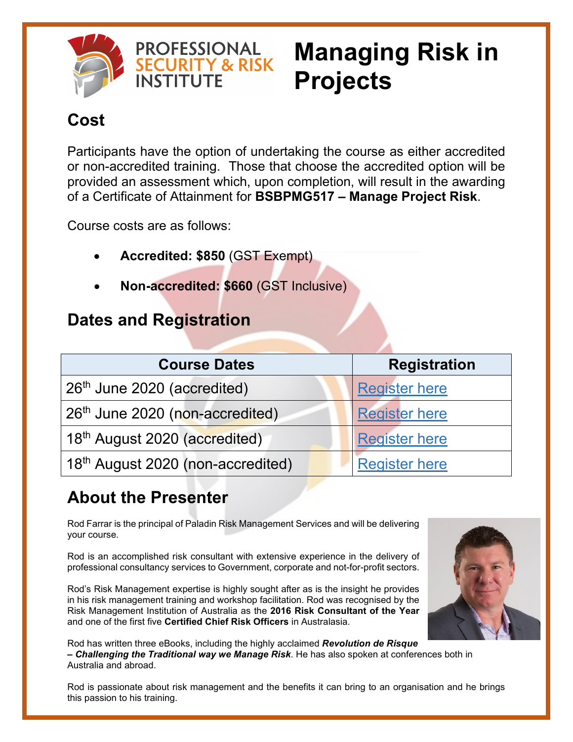PROFESSIONAL SECURITY & RISK INSTITUTE

# Managing Risk in Projects

## Cost

Participants have the option of undertaking the course as either accredited or non-accredited training. Those that choose the accredited option will be provided an assessment which, upon completion, will result in the awarding of a Certificate of Attainment for **BSBPMG517 – Manage Project Risk**.

Course costs are as follows:

- **Accredited: $850** (GST Exempt)
- **Non-accredited: $660** (GST Inclusive)

## Dates and Registration

| Course Dates | Registration |
|---|---|
| 26th June 2020 (accredited) | Register here |
| 26th June 2020 (non-accredited) | Register here |
| 18th August 2020 (accredited) | Register here |
| 18th August 2020 (non-accredited) | Register here |

## About the Presenter

Rod Farrar is the principal of Paladin Risk Management Services and will be delivering your course.

Rod is an accomplished risk consultant with extensive experience in the delivery of professional consultancy services to Government, corporate and not-for-profit sectors.

Rod's Risk Management expertise is highly sought after as is the insight he provides in his risk management training and workshop facilitation. Rod was recognised by the Risk Management Institution of Australia as the **2016 Risk Consultant of the Year** and one of the first five **Certified Chief Risk Officers** in Australasia.

Rod has written three eBooks, including the highly acclaimed ***Revolution de Risque – Challenging the Traditional way we Manage Risk***. He has also spoken at conferences both in Australia and abroad.

Rod is passionate about risk management and the benefits it can bring to an organisation and he brings this passion to his training.